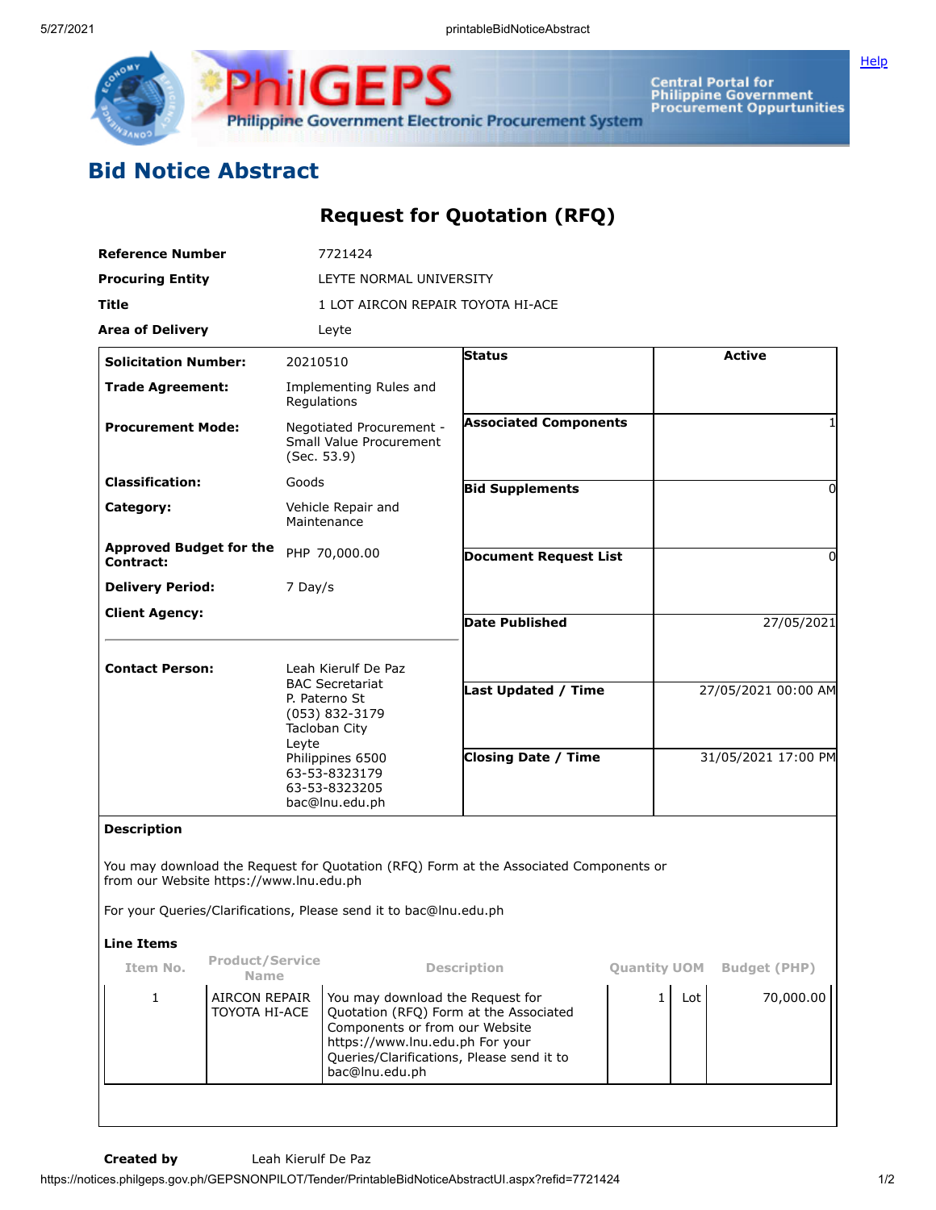# Bid Notice Abstract

## Request for Quotation (RFQ)

| | |
|---|---|
| **Reference Number** | 7721424 |
| **Procuring Entity** | LEYTE NORMAL UNIVERSITY |
| **Title** | 1 LOT AIRCON REPAIR TOYOTA HI-ACE |
| **Area of Delivery** | Leyte |

| | | | |
|---|---|---|---|
| **Solicitation Number:** | 20210510 | **Status** | Active |
| **Trade Agreement:** | Implementing Rules and Regulations | | |
| **Procurement Mode:** | Negotiated Procurement - Small Value Procurement (Sec. 53.9) | **Associated Components** | 1 |
| **Classification:** | Goods | **Bid Supplements** | 0 |
| **Category:** | Vehicle Repair and Maintenance | | |
| **Approved Budget for the Contract:** | PHP 70,000.00 | **Document Request List** | 0 |
| **Delivery Period:** | 7 Day/s | | |
| **Client Agency:** | | **Date Published** | 27/05/2021 |
| **Contact Person:** | Leah Kierulf De Paz<br>BAC Secretariat<br>P. Paterno St<br>(053) 832-3179<br>Tacloban City<br>Leyte<br>Philippines 6500<br>63-53-8323179<br>63-53-8323205<br>bac@lnu.edu.ph | **Last Updated / Time** | 27/05/2021 00:00 AM |
| | | **Closing Date / Time** | 31/05/2021 17:00 PM |

**Description**

You may download the Request for Quotation (RFQ) Form at the Associated Components or from our Website https://www.lnu.edu.ph

For your Queries/Clarifications, Please send it to bac@lnu.edu.ph

**Line Items**

| Item No. | Product/Service Name | Description | Quantity | UOM | Budget (PHP) |
|---|---|---|---|---|---|
| 1 | AIRCON REPAIR TOYOTA HI-ACE | You may download the Request for Quotation (RFQ) Form at the Associated Components or from our Website https://www.lnu.edu.ph For your Queries/Clarifications, Please send it to bac@lnu.edu.ph | 1 | Lot | 70,000.00 |

**Created by** Leah Kierulf De Paz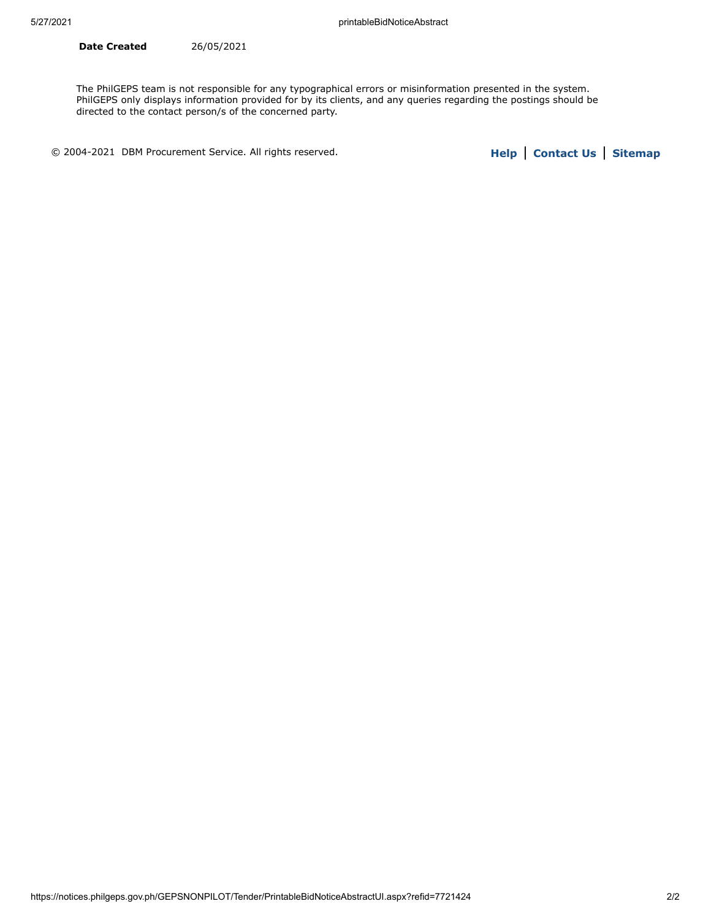| | |
|---|---|
| **Date Created** | 26/05/2021 |

The PhilGEPS team is not responsible for any typographical errors or misinformation presented in the system. PhilGEPS only displays information provided for by its clients, and any queries regarding the postings should be directed to the contact person/s of the concerned party.

© 2004-2021 DBM Procurement Service. All rights reserved.

**Help** | **Contact Us** | **Sitemap**